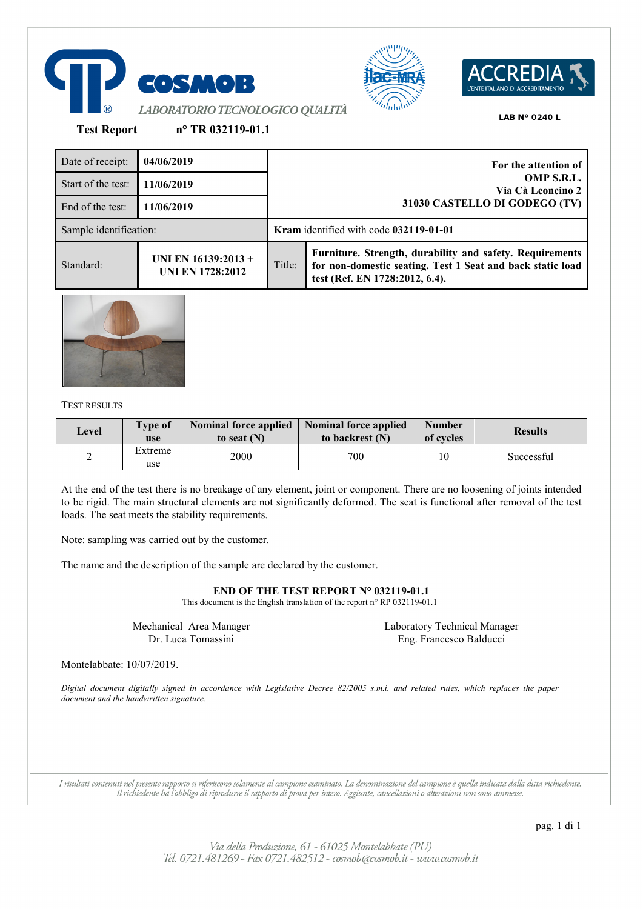COSMOB

*LABORATORIO TECNOLOGICO QUALITÀ*

ACCREDIA L'ENTE ITALIANO DI ACCREDITAMENTO

LAB N° 0240 L

**Test Report** **n° TR 032119-01.1**

| | | | |
|---|---|---|---|
| Date of receipt: | **04/06/2019** | **For the attention of OMP S.R.L. Via Cà Leoncino 2 31030 CASTELLO DI GODEGO (TV)** | |
| Start of the test: | **11/06/2019** | | |
| End of the test: | **11/06/2019** | | |
| Sample identification: | | **Kram** identified with code **032119-01-01** | |
| Standard: | **UNI EN 16139:2013 + UNI EN 1728:2012** | Title: | **Furniture. Strength, durability and safety. Requirements for non-domestic seating. Test 1 Seat and back static load test (Ref. EN 1728:2012, 6.4).** |

TEST RESULTS

| Level | Type of use | Nominal force applied to seat (N) | Nominal force applied to backrest (N) | Number of cycles | Results |
|---|---|---|---|---|---|
| 2 | Extreme use | 2000 | 700 | 10 | Successful |

At the end of the test there is no breakage of any element, joint or component. There are no loosening of joints intended to be rigid. The main structural elements are not significantly deformed. The seat is functional after removal of the test loads. The seat meets the stability requirements.

Note: sampling was carried out by the customer.

The name and the description of the sample are declared by the customer.

**END OF THE TEST REPORT N° 032119-01.1**

This document is the English translation of the report n° RP 032119-01.1

Mechanical Area Manager
Dr. Luca Tomassini

Laboratory Technical Manager
Eng. Francesco Balducci

Montelabbate: 10/07/2019.

*Digital document digitally signed in accordance with Legislative Decree 82/2005 s.m.i. and related rules, which replaces the paper document and the handwritten signature.*

*I risultati contenuti nel presente rapporto si riferiscono solamente al campione esaminato. La denominazione del campione è quella indicata dalla ditta richiedente. Il richiedente ha l'obbligo di riprodurre il rapporto di prova per intero. Aggiunte, cancellazioni o alterazioni non sono ammesse.*

*Via della Produzione, 61 - 61025 Montelabbate (PU)*
*Tel. 0721.481269 - Fax 0721.482512 - cosmob@cosmob.it - www.cosmob.it*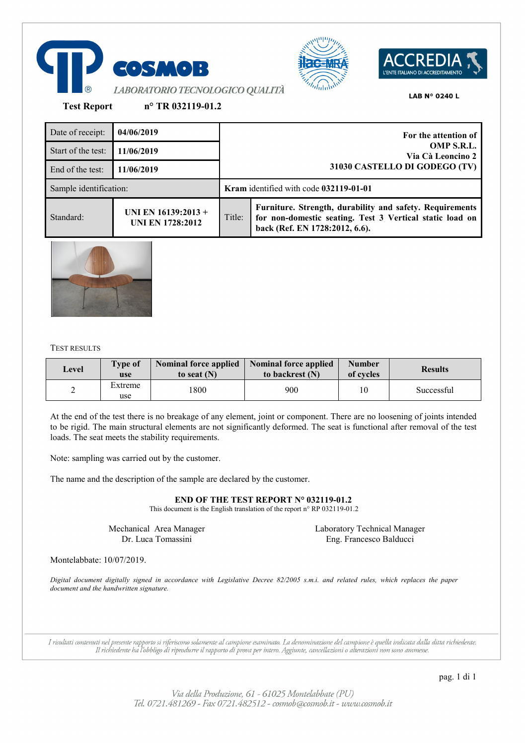COSMOB

*LABORATORIO TECNOLOGICO QUALITÀ*

ACCREDIA
L'ENTE ITALIANO DI ACCREDITAMENTO

**LAB N° 0240 L**

**Test Report** **n° TR 032119-01.2**

| Date of receipt: | **04/06/2019** | **For the attention of OMP S.R.L. Via Cà Leoncino 2 31030 CASTELLO DI GODEGO (TV)** | |
|---|---|---|---|
| Start of the test: | **11/06/2019** | | |
| End of the test: | **11/06/2019** | | |
| Sample identification: | | **Kram** identified with code **032119-01-01** | |
| Standard: | **UNI EN 16139:2013 + UNI EN 1728:2012** | Title: | **Furniture. Strength, durability and safety. Requirements for non-domestic seating. Test 3 Vertical static load on back (Ref. EN 1728:2012, 6.6).** |

TEST RESULTS

| Level | Type of use | Nominal force applied to seat (N) | Nominal force applied to backrest (N) | Number of cycles | Results |
|---|---|---|---|---|---|
| 2 | Extreme use | 1800 | 900 | 10 | Successful |

At the end of the test there is no breakage of any element, joint or component. There are no loosening of joints intended to be rigid. The main structural elements are not significantly deformed. The seat is functional after removal of the test loads. The seat meets the stability requirements.

Note: sampling was carried out by the customer.

The name and the description of the sample are declared by the customer.

**END OF THE TEST REPORT N° 032119-01.2**

This document is the English translation of the report n° RP 032119-01.2

Mechanical Area Manager
Dr. Luca Tomassini

Laboratory Technical Manager
Eng. Francesco Balducci

Montelabbate: 10/07/2019.

*Digital document digitally signed in accordance with Legislative Decree 82/2005 s.m.i. and related rules, which replaces the paper document and the handwritten signature.*

*I risultati contenuti nel presente rapporto si riferiscono solamente al campione esaminato. La denominazione del campione è quella indicata dalla ditta richiedente. Il richiedente ha l'obbligo di riprodurre il rapporto di prova per intero. Aggiunte, cancellazioni o alterazioni non sono ammesse.*

*Via della Produzione, 61 - 61025 Montelabbate (PU)*
*Tel. 0721.481269 - Fax 0721.482512 - cosmob@cosmob.it - www.cosmob.it*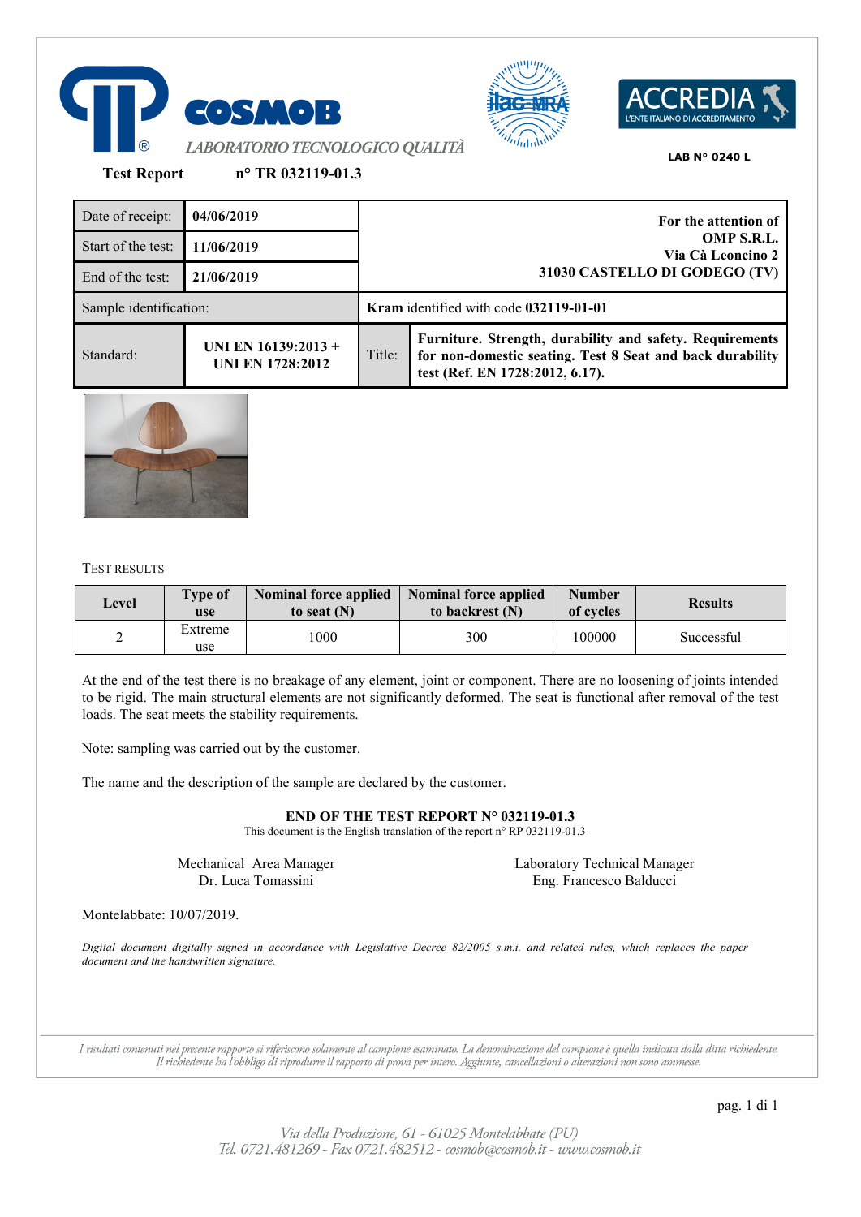COSMOB

*LABORATORIO TECNOLOGICO QUALITÀ*

ilac-MRA

ACCREDIA — L'ENTE ITALIANO DI ACCREDITAMENTO

LAB N° 0240 L

**Test Report** **n° TR 032119-01.3**

| Date of receipt: | 04/06/2019 | For the attention of **OMP S.R.L.** Via Cà Leoncino 2 **31030 CASTELLO DI GODEGO (TV)** | |
|---|---|---|---|
| Start of the test: | 11/06/2019 | | |
| End of the test: | 21/06/2019 | | |
| Sample identification: | | **Kram** identified with code **032119-01-01** | |
| Standard: | **UNI EN 16139:2013 + UNI EN 1728:2012** | Title: | **Furniture. Strength, durability and safety. Requirements for non-domestic seating. Test 8 Seat and back durability test (Ref. EN 1728:2012, 6.17).** |

TEST RESULTS

| Level | Type of use | Nominal force applied to seat (N) | Nominal force applied to backrest (N) | Number of cycles | Results |
|---|---|---|---|---|---|
| 2 | Extreme use | 1000 | 300 | 100000 | Successful |

At the end of the test there is no breakage of any element, joint or component. There are no loosening of joints intended to be rigid. The main structural elements are not significantly deformed. The seat is functional after removal of the test loads. The seat meets the stability requirements.

Note: sampling was carried out by the customer.

The name and the description of the sample are declared by the customer.

**END OF THE TEST REPORT N° 032119-01.3**

This document is the English translation of the report n° RP 032119-01.3

| Mechanical Area Manager | Laboratory Technical Manager |
|---|---|
| Dr. Luca Tomassini | Eng. Francesco Balducci |

Montelabbate: 10/07/2019.

*Digital document digitally signed in accordance with Legislative Decree 82/2005 s.m.i. and related rules, which replaces the paper document and the handwritten signature.*

*I risultati contenuti nel presente rapporto si riferiscono solamente al campione esaminato. La denominazione del campione è quella indicata dalla ditta richiedente. Il richiedente ha l'obbligo di riprodurre il rapporto di prova per intero. Aggiunte, cancellazioni o alterazioni non sono ammesse.*

*Via della Produzione, 61 - 61025 Montelabbate (PU)*
*Tel. 0721.481269 - Fax 0721.482512 - cosmob@cosmob.it - www.cosmob.it*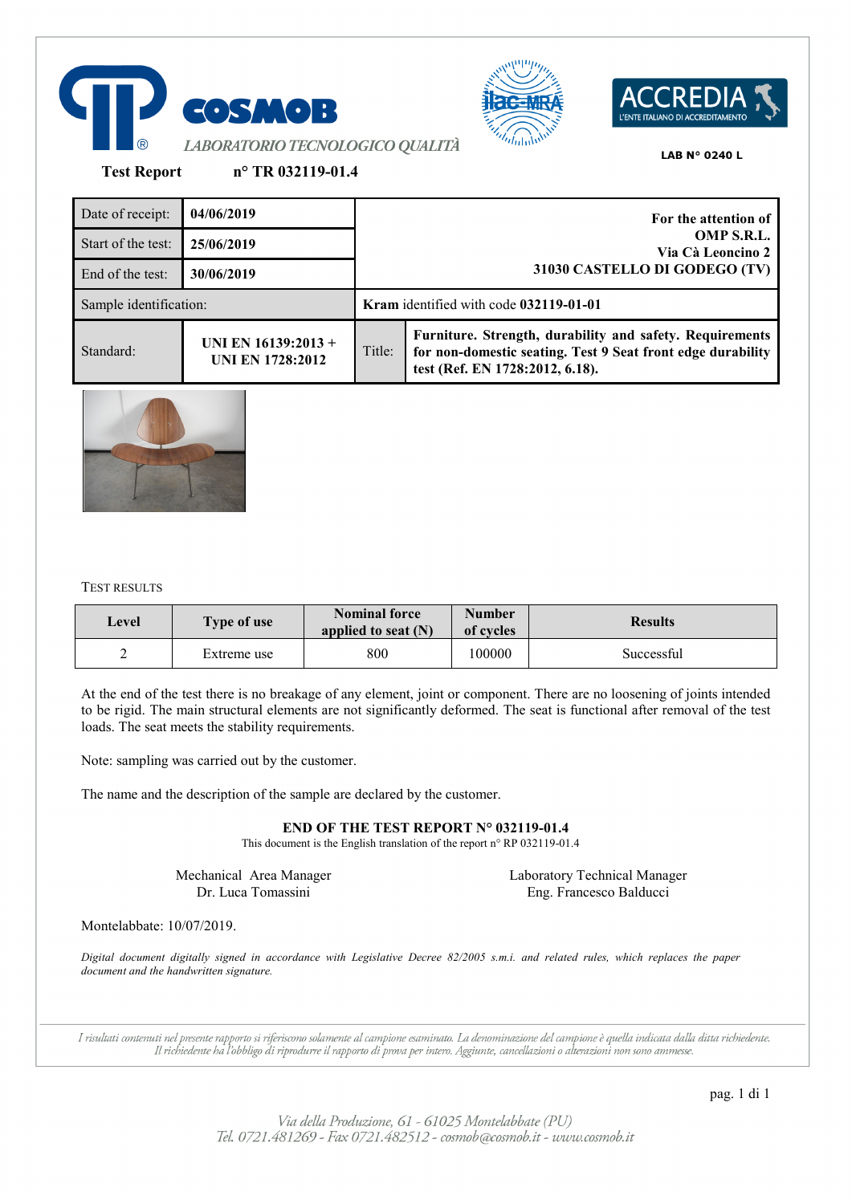COSMOB

*LABORATORIO TECNOLOGICO QUALITÀ*

LAB N° 0240 L

**Test Report** **n° TR 032119-01.4**

| Date of receipt: | **04/06/2019** | **For the attention of OMP S.R.L. Via Cà Leoncino 2 31030 CASTELLO DI GODEGO (TV)** | |
|---|---|---|---|
| Start of the test: | **25/06/2019** | | |
| End of the test: | **30/06/2019** | | |
| Sample identification: | | **Kram** identified with code **032119-01-01** | |
| Standard: | **UNI EN 16139:2013 + UNI EN 1728:2012** | Title: | **Furniture. Strength, durability and safety. Requirements for non-domestic seating. Test 9 Seat front edge durability test (Ref. EN 1728:2012, 6.18).** |

TEST RESULTS

| Level | Type of use | Nominal force applied to seat (N) | Number of cycles | Results |
|---|---|---|---|---|
| 2 | Extreme use | 800 | 100000 | Successful |

At the end of the test there is no breakage of any element, joint or component. There are no loosening of joints intended to be rigid. The main structural elements are not significantly deformed. The seat is functional after removal of the test loads. The seat meets the stability requirements.

Note: sampling was carried out by the customer.

The name and the description of the sample are declared by the customer.

**END OF THE TEST REPORT N° 032119-01.4**

This document is the English translation of the report n° RP 032119-01.4

Mechanical Area Manager
Dr. Luca Tomassini

Laboratory Technical Manager
Eng. Francesco Balducci

Montelabbate: 10/07/2019.

*Digital document digitally signed in accordance with Legislative Decree 82/2005 s.m.i. and related rules, which replaces the paper document and the handwritten signature.*

*I risultati contenuti nel presente rapporto si riferiscono solamente al campione esaminato. La denominazione del campione è quella indicata dalla ditta richiedente. Il richiedente ha l'obbligo di riprodurre il rapporto di prova per intero. Aggiunte, cancellazioni o alterazioni non sono ammesse.*

*Via della Produzione, 61 - 61025 Montelabbate (PU)*
*Tel. 0721.481269 - Fax 0721.482512 - cosmob@cosmob.it - www.cosmob.it*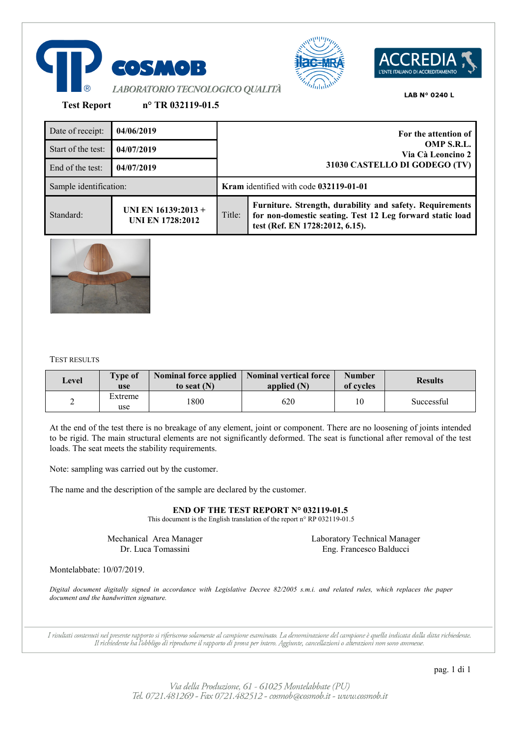COSMOB

*LABORATORIO TECNOLOGICO QUALITÀ*

LAB N° 0240 L

**Test Report** **n° TR 032119-01.5**

| Date of receipt: | **04/06/2019** | **For the attention of OMP S.R.L. Via Cà Leoncino 2 31030 CASTELLO DI GODEGO (TV)** | |
|---|---|---|---|
| Start of the test: | **04/07/2019** | | |
| End of the test: | **04/07/2019** | | |
| Sample identification: | | **Kram** identified with code **032119-01-01** | |
| Standard: | **UNI EN 16139:2013 + UNI EN 1728:2012** | Title: | **Furniture. Strength, durability and safety. Requirements for non-domestic seating. Test 12 Leg forward static load test (Ref. EN 1728:2012, 6.15).** |

TEST RESULTS

| Level | Type of use | Nominal force applied to seat (N) | Nominal vertical force applied (N) | Number of cycles | Results |
|---|---|---|---|---|---|
| 2 | Extreme use | 1800 | 620 | 10 | Successful |

At the end of the test there is no breakage of any element, joint or component. There are no loosening of joints intended to be rigid. The main structural elements are not significantly deformed. The seat is functional after removal of the test loads. The seat meets the stability requirements.

Note: sampling was carried out by the customer.

The name and the description of the sample are declared by the customer.

**END OF THE TEST REPORT N° 032119-01.5**

This document is the English translation of the report n° RP 032119-01.5

Mechanical Area Manager
Dr. Luca Tomassini

Laboratory Technical Manager
Eng. Francesco Balducci

Montelabbate: 10/07/2019.

*Digital document digitally signed in accordance with Legislative Decree 82/2005 s.m.i. and related rules, which replaces the paper document and the handwritten signature.*

*I risultati contenuti nel presente rapporto si riferiscono solamente al campione esaminato. La denominazione del campione è quella indicata dalla ditta richiedente. Il richiedente ha l'obbligo di riprodurre il rapporto di prova per intero. Aggiunte, cancellazioni o alterazioni non sono ammesse.*

*Via della Produzione, 61 - 61025 Montelabbate (PU)*
*Tel. 0721.481269 - Fax 0721.482512 - cosmob@cosmob.it - www.cosmob.it*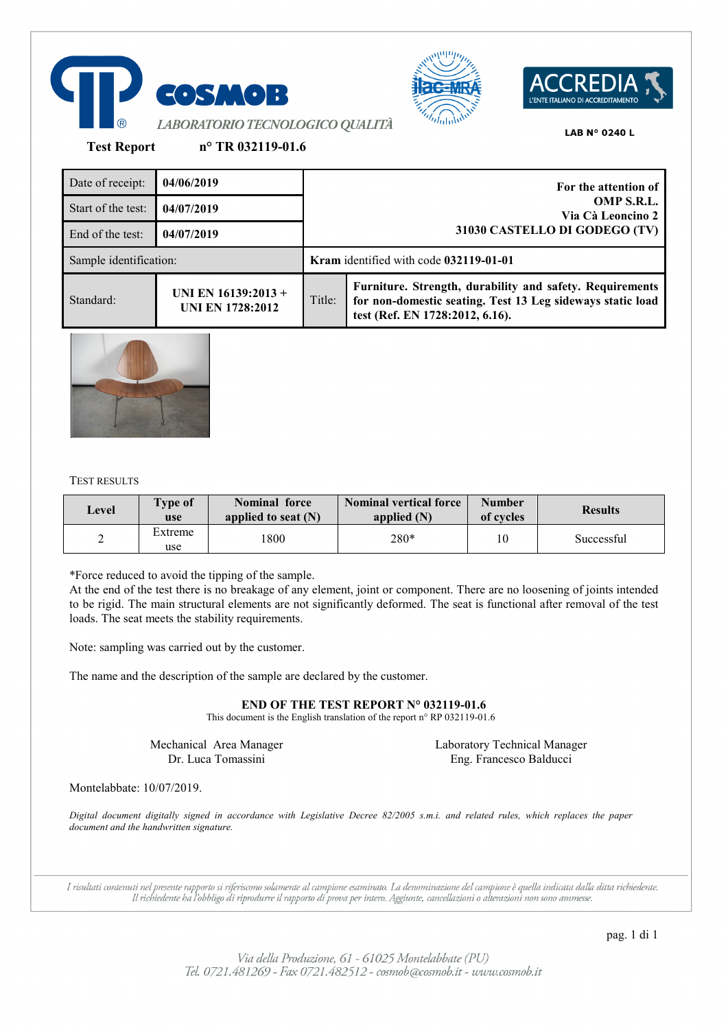COSMOB

LABORATORIO TECNOLOGICO QUALITÀ

LAB N° 0240 L

**Test Report** **n° TR 032119-01.6**

| Date of receipt: | **04/06/2019** | **For the attention of OMP S.R.L. Via Cà Leoncino 2 31030 CASTELLO DI GODEGO (TV)** | |
|---|---|---|---|
| Start of the test: | **04/07/2019** | | |
| End of the test: | **04/07/2019** | | |
| Sample identification: | | **Kram** identified with code **032119-01-01** | |
| Standard: | **UNI EN 16139:2013 + UNI EN 1728:2012** | Title: | **Furniture. Strength, durability and safety. Requirements for non-domestic seating. Test 13 Leg sideways static load test (Ref. EN 1728:2012, 6.16).** |

TEST RESULTS

| Level | Type of use | Nominal force applied to seat (N) | Nominal vertical force applied (N) | Number of cycles | Results |
|---|---|---|---|---|---|
| 2 | Extreme use | 1800 | 280* | 10 | Successful |

*Force reduced to avoid the tipping of the sample.

At the end of the test there is no breakage of any element, joint or component. There are no loosening of joints intended to be rigid. The main structural elements are not significantly deformed. The seat is functional after removal of the test loads. The seat meets the stability requirements.

Note: sampling was carried out by the customer.

The name and the description of the sample are declared by the customer.

**END OF THE TEST REPORT N° 032119-01.6**

This document is the English translation of the report n° RP 032119-01.6

Mechanical Area Manager
Dr. Luca Tomassini

Laboratory Technical Manager
Eng. Francesco Balducci

Montelabbate: 10/07/2019.

*Digital document digitally signed in accordance with Legislative Decree 82/2005 s.m.i. and related rules, which replaces the paper document and the handwritten signature.*

*I risultati contenuti nel presente rapporto si riferiscono solamente al campione esaminato. La denominazione del campione è quella indicata dalla ditta richiedente. Il richiedente ha l'obbligo di riprodurre il rapporto di prova per intero. Aggiunte, cancellazioni o alterazioni non sono ammesse.*

*Via della Produzione, 61 - 61025 Montelabbate (PU)*
*Tel. 0721.481269 - Fax 0721.482512 - cosmob@cosmob.it - www.cosmob.it*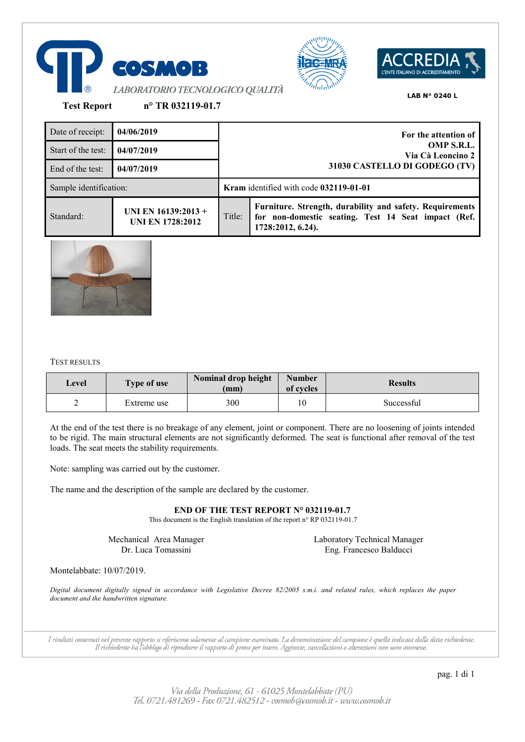COSMOB

*LABORATORIO TECNOLOGICO QUALITÀ*

LAB N° 0240 L

**Test Report** **n° TR 032119-01.7**

| | | |
|---|---|---|
| Date of receipt: | **04/06/2019** | **For the attention of OMP S.R.L.** Via Cà Leoncino 2 **31030 CASTELLO DI GODEGO (TV)** |
| Start of the test: | **04/07/2019** | |
| End of the test: | **04/07/2019** | |
| Sample identification: | | **Kram** identified with code **032119-01-01** |
| Standard: | **UNI EN 16139:2013 + UNI EN 1728:2012** | Title: **Furniture. Strength, durability and safety. Requirements for non-domestic seating. Test 14 Seat impact (Ref. 1728:2012, 6.24).** |

TEST RESULTS

| Level | Type of use | Nominal drop height (mm) | Number of cycles | Results |
|---|---|---|---|---|
| 2 | Extreme use | 300 | 10 | Successful |

At the end of the test there is no breakage of any element, joint or component. There are no loosening of joints intended to be rigid. The main structural elements are not significantly deformed. The seat is functional after removal of the test loads. The seat meets the stability requirements.

Note: sampling was carried out by the customer.

The name and the description of the sample are declared by the customer.

**END OF THE TEST REPORT N° 032119-01.7**

This document is the English translation of the report n° RP 032119-01.7

Mechanical Area Manager
Dr. Luca Tomassini

Laboratory Technical Manager
Eng. Francesco Balducci

Montelabbate: 10/07/2019.

*Digital document digitally signed in accordance with Legislative Decree 82/2005 s.m.i. and related rules, which replaces the paper document and the handwritten signature.*

*I risultati contenuti nel presente rapporto si riferiscono solamente al campione esaminato. La denominazione del campione è quella indicata dalla ditta richiedente. Il richiedente ha l'obbligo di riprodurre il rapporto di prova per intero. Aggiunte, cancellazioni o alterazioni non sono ammesse.*

*Via della Produzione, 61 - 61025 Montelabbate (PU)*
*Tel. 0721.481269 - Fax 0721.482512 - cosmob@cosmob.it - www.cosmob.it*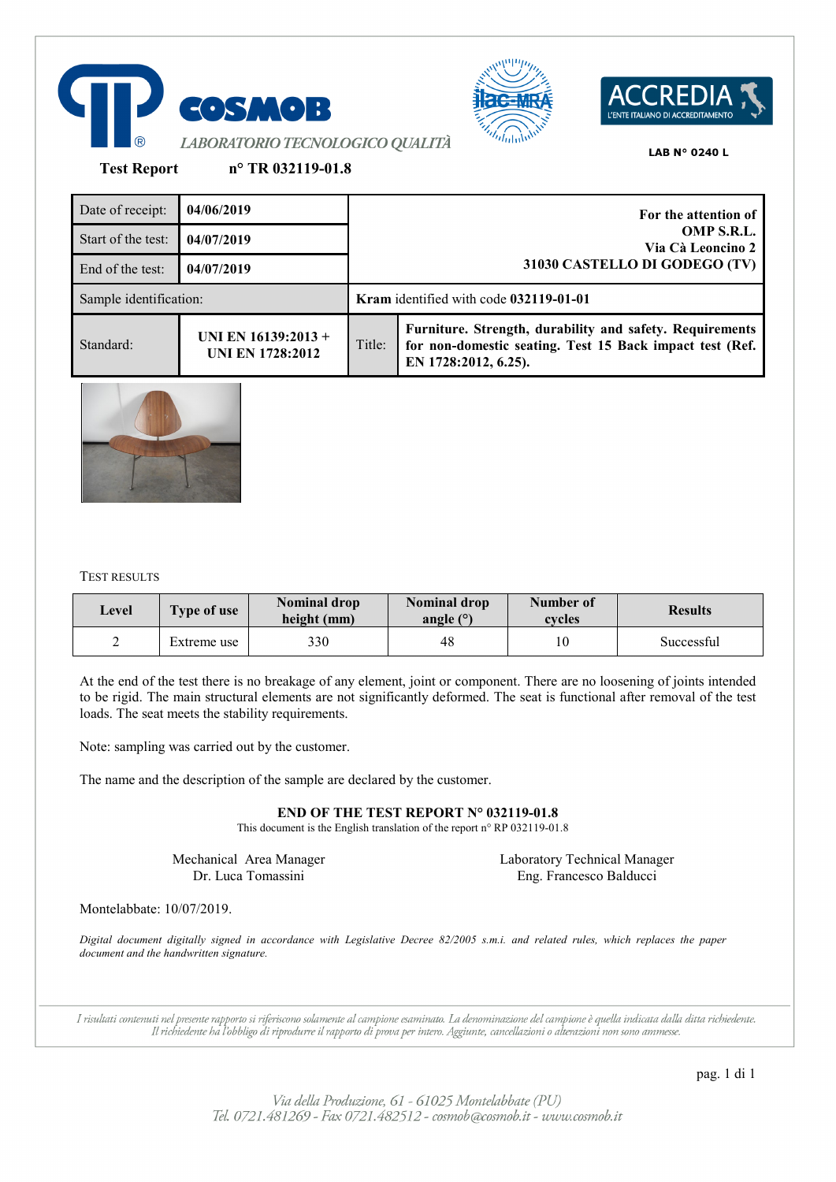**COSMOB**

*LABORATORIO TECNOLOGICO QUALITÀ*

LAB N° 0240 L

**Test Report n° TR 032119-01.8**

| | | | |
|---|---|---|---|
| Date of receipt: | **04/06/2019** | **For the attention of OMP S.R.L. Via Cà Leoncino 2 31030 CASTELLO DI GODEGO (TV)** | |
| Start of the test: | **04/07/2019** | | |
| End of the test: | **04/07/2019** | | |
| Sample identification: | | **Kram** identified with code **032119-01-01** | |
| Standard: | **UNI EN 16139:2013 + UNI EN 1728:2012** | Title: | **Furniture. Strength, durability and safety. Requirements for non-domestic seating. Test 15 Back impact test (Ref. EN 1728:2012, 6.25).** |

TEST RESULTS

| Level | Type of use | Nominal drop height (mm) | Nominal drop angle (°) | Number of cycles | Results |
|---|---|---|---|---|---|
| 2 | Extreme use | 330 | 48 | 10 | Successful |

At the end of the test there is no breakage of any element, joint or component. There are no loosening of joints intended to be rigid. The main structural elements are not significantly deformed. The seat is functional after removal of the test loads. The seat meets the stability requirements.

Note: sampling was carried out by the customer.

The name and the description of the sample are declared by the customer.

**END OF THE TEST REPORT N° 032119-01.8**

This document is the English translation of the report n° RP 032119-01.8

Mechanical Area Manager
Dr. Luca Tomassini

Laboratory Technical Manager
Eng. Francesco Balducci

Montelabbate: 10/07/2019.

*Digital document digitally signed in accordance with Legislative Decree 82/2005 s.m.i. and related rules, which replaces the paper document and the handwritten signature.*

*I risultati contenuti nel presente rapporto si riferiscono solamente al campione esaminato. La denominazione del campione è quella indicata dalla ditta richiedente. Il richiedente ha l'obbligo di riprodurre il rapporto di prova per intero. Aggiunte, cancellazioni o alterazioni non sono ammesse.*

*Via della Produzione, 61 - 61025 Montelabbate (PU)*
*Tel. 0721.481269 - Fax 0721.482512 - cosmob@cosmob.it - www.cosmob.it*